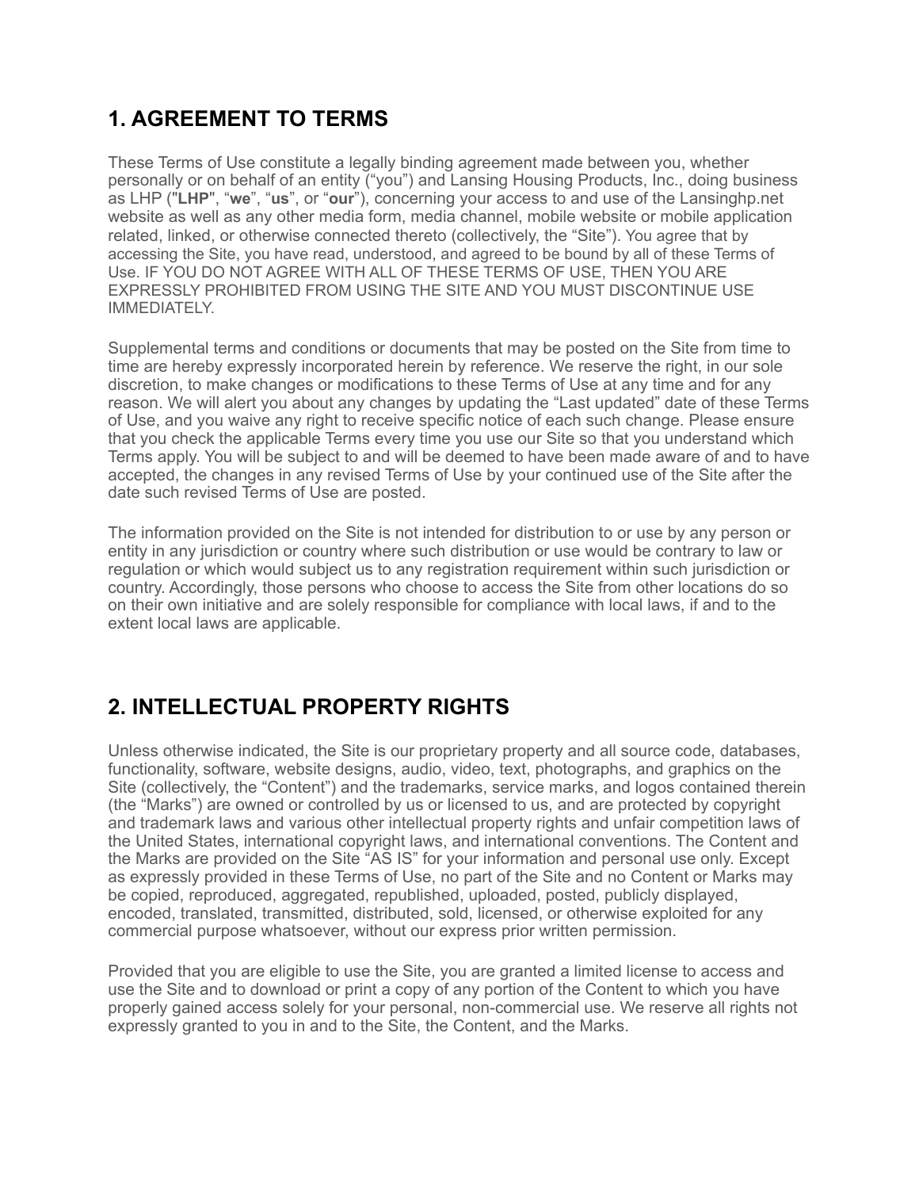## 1. AGREEMENT TO TERMS

These Terms of Use constitute a legally binding agreement made between you, whether personally or on behalf of an entity ("you") and Lansing Housing Products, Inc., doing business as LHP (**"LHP"**, "**we**", "**us**", or "**our**"), concerning your access to and use of the Lansinghp.net website as well as any other media form, media channel, mobile website or mobile application related, linked, or otherwise connected thereto (collectively, the "Site"). You agree that by accessing the Site, you have read, understood, and agreed to be bound by all of these Terms of Use. IF YOU DO NOT AGREE WITH ALL OF THESE TERMS OF USE, THEN YOU ARE EXPRESSLY PROHIBITED FROM USING THE SITE AND YOU MUST DISCONTINUE USE IMMEDIATELY.

Supplemental terms and conditions or documents that may be posted on the Site from time to time are hereby expressly incorporated herein by reference. We reserve the right, in our sole discretion, to make changes or modifications to these Terms of Use at any time and for any reason. We will alert you about any changes by updating the "Last updated" date of these Terms of Use, and you waive any right to receive specific notice of each such change. Please ensure that you check the applicable Terms every time you use our Site so that you understand which Terms apply. You will be subject to and will be deemed to have been made aware of and to have accepted, the changes in any revised Terms of Use by your continued use of the Site after the date such revised Terms of Use are posted.

The information provided on the Site is not intended for distribution to or use by any person or entity in any jurisdiction or country where such distribution or use would be contrary to law or regulation or which would subject us to any registration requirement within such jurisdiction or country. Accordingly, those persons who choose to access the Site from other locations do so on their own initiative and are solely responsible for compliance with local laws, if and to the extent local laws are applicable.

## 2. INTELLECTUAL PROPERTY RIGHTS

Unless otherwise indicated, the Site is our proprietary property and all source code, databases, functionality, software, website designs, audio, video, text, photographs, and graphics on the Site (collectively, the "Content") and the trademarks, service marks, and logos contained therein (the "Marks") are owned or controlled by us or licensed to us, and are protected by copyright and trademark laws and various other intellectual property rights and unfair competition laws of the United States, international copyright laws, and international conventions. The Content and the Marks are provided on the Site "AS IS" for your information and personal use only. Except as expressly provided in these Terms of Use, no part of the Site and no Content or Marks may be copied, reproduced, aggregated, republished, uploaded, posted, publicly displayed, encoded, translated, transmitted, distributed, sold, licensed, or otherwise exploited for any commercial purpose whatsoever, without our express prior written permission.

Provided that you are eligible to use the Site, you are granted a limited license to access and use the Site and to download or print a copy of any portion of the Content to which you have properly gained access solely for your personal, non-commercial use. We reserve all rights not expressly granted to you in and to the Site, the Content, and the Marks.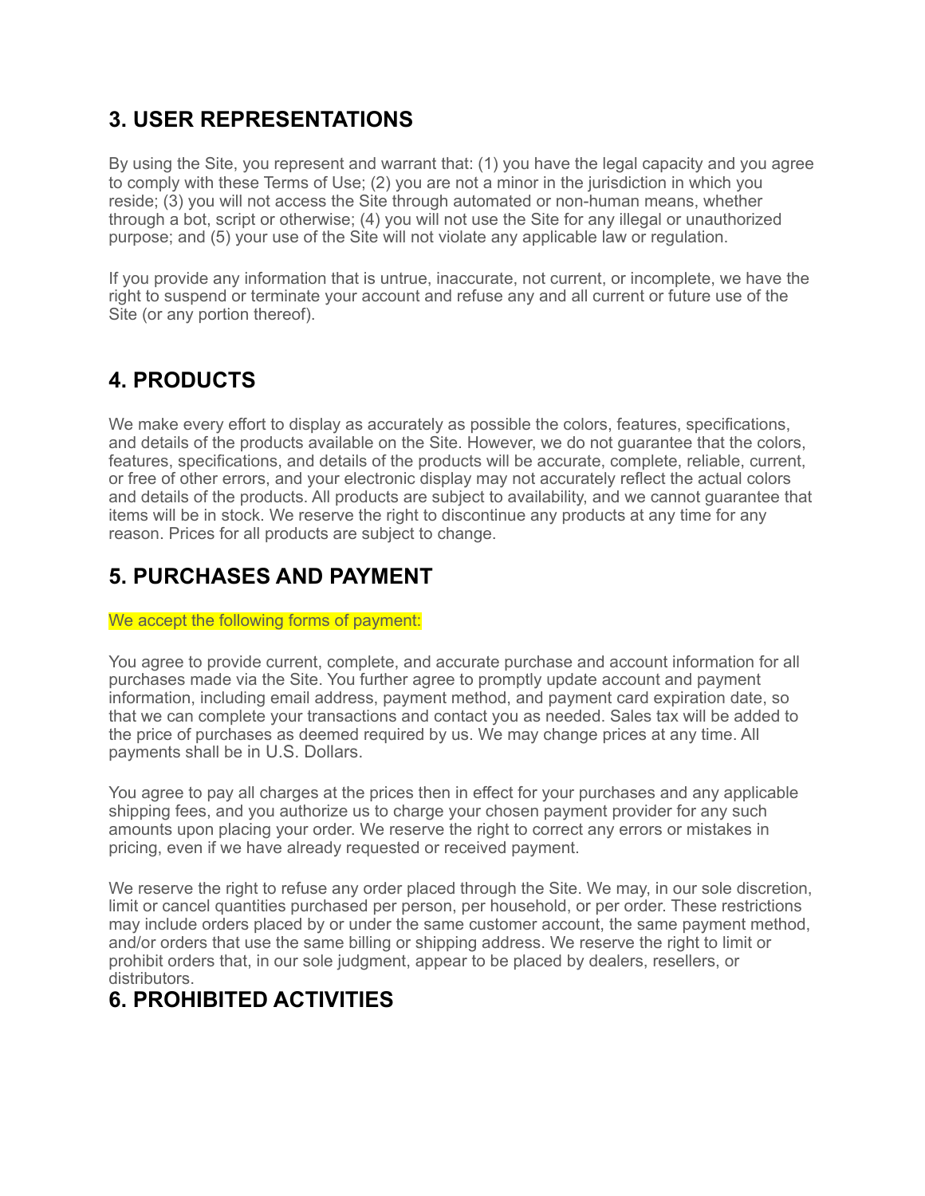## 3. USER REPRESENTATIONS

By using the Site, you represent and warrant that: (1) you have the legal capacity and you agree to comply with these Terms of Use; (2) you are not a minor in the jurisdiction in which you reside; (3) you will not access the Site through automated or non-human means, whether through a bot, script or otherwise; (4) you will not use the Site for any illegal or unauthorized purpose; and (5) your use of the Site will not violate any applicable law or regulation.

If you provide any information that is untrue, inaccurate, not current, or incomplete, we have the right to suspend or terminate your account and refuse any and all current or future use of the Site (or any portion thereof).

## 4. PRODUCTS

We make every effort to display as accurately as possible the colors, features, specifications, and details of the products available on the Site. However, we do not guarantee that the colors, features, specifications, and details of the products will be accurate, complete, reliable, current, or free of other errors, and your electronic display may not accurately reflect the actual colors and details of the products. All products are subject to availability, and we cannot guarantee that items will be in stock. We reserve the right to discontinue any products at any time for any reason. Prices for all products are subject to change.

## 5. PURCHASES AND PAYMENT

We accept the following forms of payment:

You agree to provide current, complete, and accurate purchase and account information for all purchases made via the Site. You further agree to promptly update account and payment information, including email address, payment method, and payment card expiration date, so that we can complete your transactions and contact you as needed. Sales tax will be added to the price of purchases as deemed required by us. We may change prices at any time. All payments shall be in U.S. Dollars.

You agree to pay all charges at the prices then in effect for your purchases and any applicable shipping fees, and you authorize us to charge your chosen payment provider for any such amounts upon placing your order. We reserve the right to correct any errors or mistakes in pricing, even if we have already requested or received payment.

We reserve the right to refuse any order placed through the Site. We may, in our sole discretion, limit or cancel quantities purchased per person, per household, or per order. These restrictions may include orders placed by or under the same customer account, the same payment method, and/or orders that use the same billing or shipping address. We reserve the right to limit or prohibit orders that, in our sole judgment, appear to be placed by dealers, resellers, or distributors.

## 6. PROHIBITED ACTIVITIES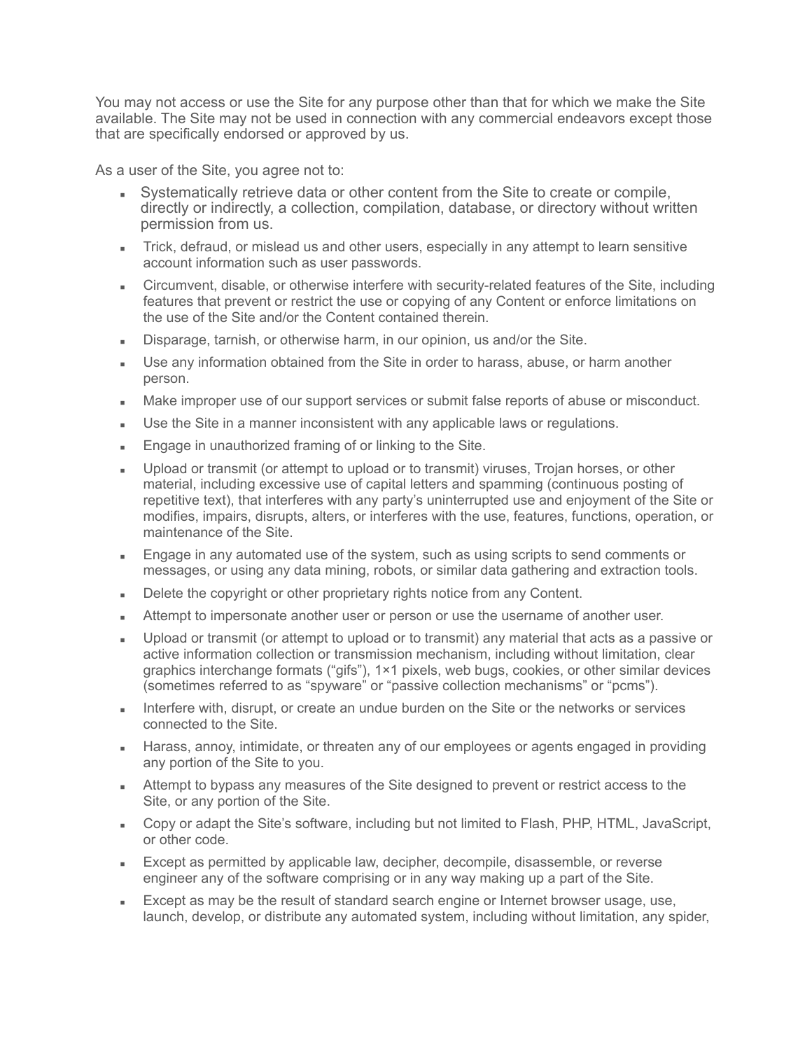You may not access or use the Site for any purpose other than that for which we make the Site available. The Site may not be used in connection with any commercial endeavors except those that are specifically endorsed or approved by us.

As a user of the Site, you agree not to:

- Systematically retrieve data or other content from the Site to create or compile, directly or indirectly, a collection, compilation, database, or directory without written permission from us.
- Trick, defraud, or mislead us and other users, especially in any attempt to learn sensitive account information such as user passwords.
- Circumvent, disable, or otherwise interfere with security-related features of the Site, including features that prevent or restrict the use or copying of any Content or enforce limitations on the use of the Site and/or the Content contained therein.
- Disparage, tarnish, or otherwise harm, in our opinion, us and/or the Site.
- Use any information obtained from the Site in order to harass, abuse, or harm another person.
- Make improper use of our support services or submit false reports of abuse or misconduct.
- Use the Site in a manner inconsistent with any applicable laws or regulations.
- Engage in unauthorized framing of or linking to the Site.
- Upload or transmit (or attempt to upload or to transmit) viruses, Trojan horses, or other material, including excessive use of capital letters and spamming (continuous posting of repetitive text), that interferes with any party's uninterrupted use and enjoyment of the Site or modifies, impairs, disrupts, alters, or interferes with the use, features, functions, operation, or maintenance of the Site.
- Engage in any automated use of the system, such as using scripts to send comments or messages, or using any data mining, robots, or similar data gathering and extraction tools.
- Delete the copyright or other proprietary rights notice from any Content.
- Attempt to impersonate another user or person or use the username of another user.
- Upload or transmit (or attempt to upload or to transmit) any material that acts as a passive or active information collection or transmission mechanism, including without limitation, clear graphics interchange formats ("gifs"), 1×1 pixels, web bugs, cookies, or other similar devices (sometimes referred to as "spyware" or "passive collection mechanisms" or "pcms").
- Interfere with, disrupt, or create an undue burden on the Site or the networks or services connected to the Site.
- Harass, annoy, intimidate, or threaten any of our employees or agents engaged in providing any portion of the Site to you.
- Attempt to bypass any measures of the Site designed to prevent or restrict access to the Site, or any portion of the Site.
- Copy or adapt the Site's software, including but not limited to Flash, PHP, HTML, JavaScript, or other code.
- Except as permitted by applicable law, decipher, decompile, disassemble, or reverse engineer any of the software comprising or in any way making up a part of the Site.
- Except as may be the result of standard search engine or Internet browser usage, use, launch, develop, or distribute any automated system, including without limitation, any spider,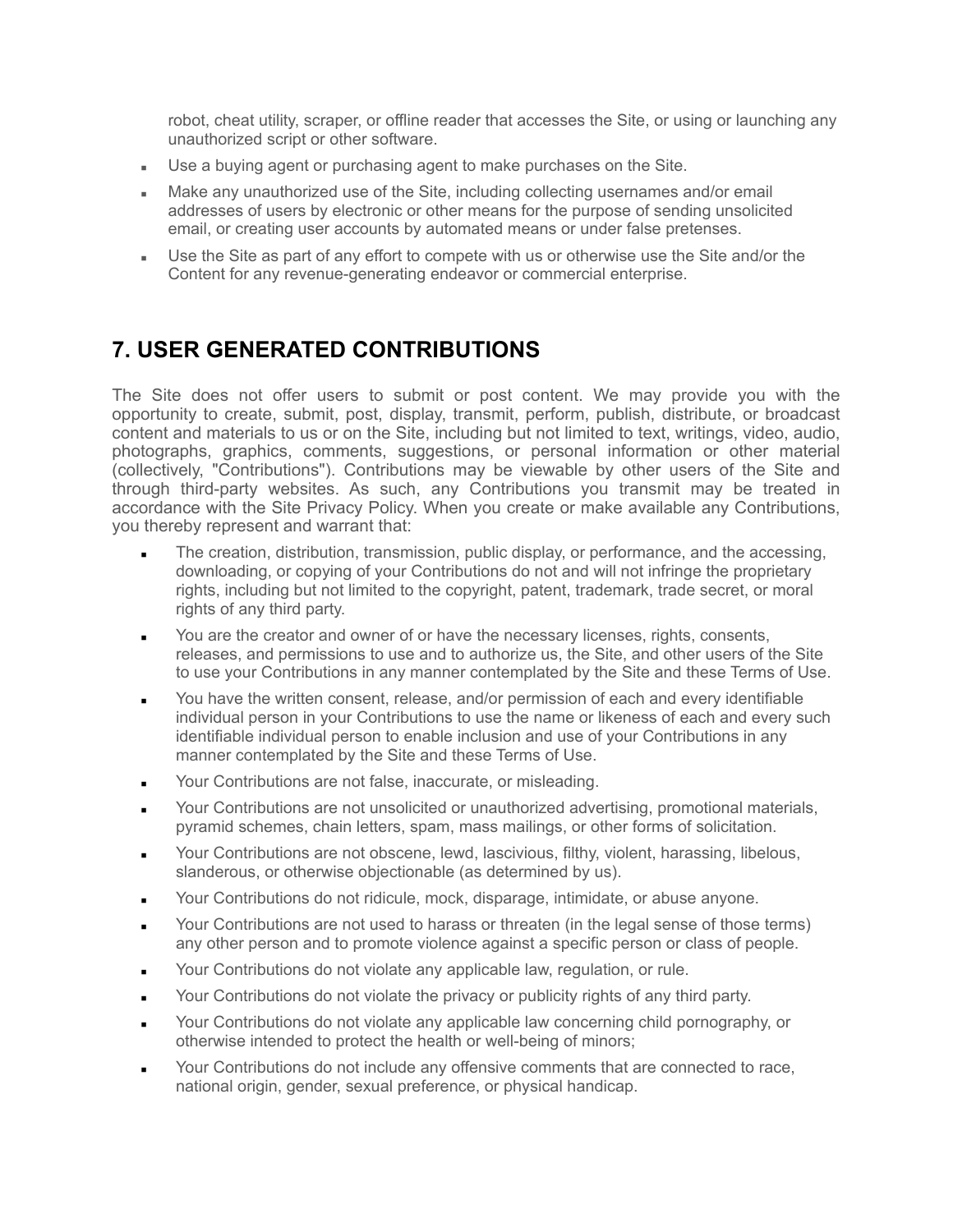robot, cheat utility, scraper, or offline reader that accesses the Site, or using or launching any unauthorized script or other software.

- Use a buying agent or purchasing agent to make purchases on the Site.
- Make any unauthorized use of the Site, including collecting usernames and/or email addresses of users by electronic or other means for the purpose of sending unsolicited email, or creating user accounts by automated means or under false pretenses.
- Use the Site as part of any effort to compete with us or otherwise use the Site and/or the Content for any revenue-generating endeavor or commercial enterprise.

## 7. USER GENERATED CONTRIBUTIONS

The Site does not offer users to submit or post content. We may provide you with the opportunity to create, submit, post, display, transmit, perform, publish, distribute, or broadcast content and materials to us or on the Site, including but not limited to text, writings, video, audio, photographs, graphics, comments, suggestions, or personal information or other material (collectively, "Contributions"). Contributions may be viewable by other users of the Site and through third-party websites. As such, any Contributions you transmit may be treated in accordance with the Site Privacy Policy. When you create or make available any Contributions, you thereby represent and warrant that:

- The creation, distribution, transmission, public display, or performance, and the accessing, downloading, or copying of your Contributions do not and will not infringe the proprietary rights, including but not limited to the copyright, patent, trademark, trade secret, or moral rights of any third party.
- You are the creator and owner of or have the necessary licenses, rights, consents, releases, and permissions to use and to authorize us, the Site, and other users of the Site to use your Contributions in any manner contemplated by the Site and these Terms of Use.
- You have the written consent, release, and/or permission of each and every identifiable individual person in your Contributions to use the name or likeness of each and every such identifiable individual person to enable inclusion and use of your Contributions in any manner contemplated by the Site and these Terms of Use.
- Your Contributions are not false, inaccurate, or misleading.
- Your Contributions are not unsolicited or unauthorized advertising, promotional materials, pyramid schemes, chain letters, spam, mass mailings, or other forms of solicitation.
- Your Contributions are not obscene, lewd, lascivious, filthy, violent, harassing, libelous, slanderous, or otherwise objectionable (as determined by us).
- Your Contributions do not ridicule, mock, disparage, intimidate, or abuse anyone.
- Your Contributions are not used to harass or threaten (in the legal sense of those terms) any other person and to promote violence against a specific person or class of people.
- Your Contributions do not violate any applicable law, regulation, or rule.
- Your Contributions do not violate the privacy or publicity rights of any third party.
- Your Contributions do not violate any applicable law concerning child pornography, or otherwise intended to protect the health or well-being of minors;
- Your Contributions do not include any offensive comments that are connected to race, national origin, gender, sexual preference, or physical handicap.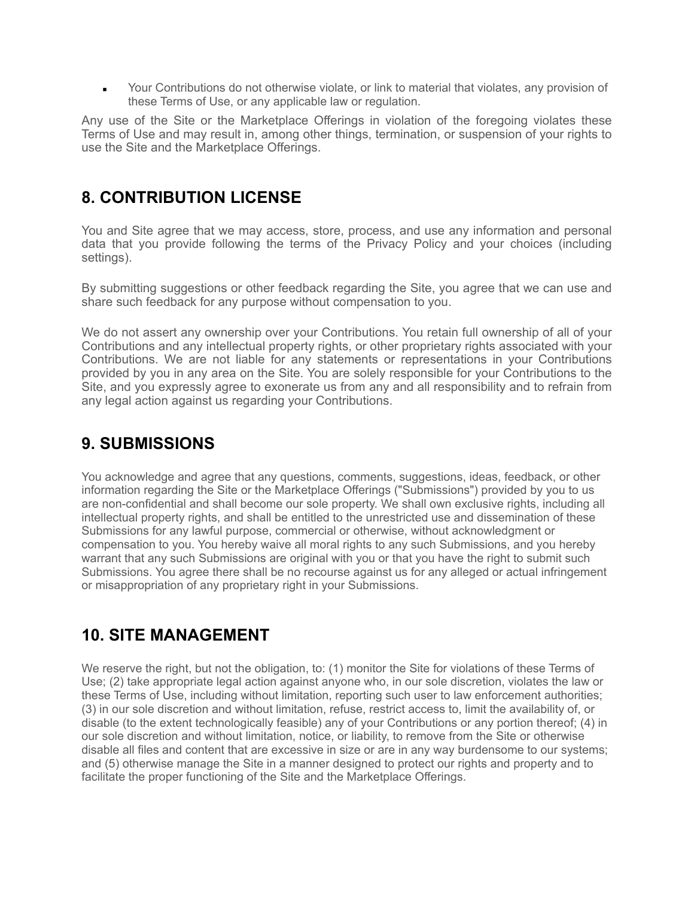- Your Contributions do not otherwise violate, or link to material that violates, any provision of these Terms of Use, or any applicable law or regulation.

Any use of the Site or the Marketplace Offerings in violation of the foregoing violates these Terms of Use and may result in, among other things, termination, or suspension of your rights to use the Site and the Marketplace Offerings.

## 8. CONTRIBUTION LICENSE

You and Site agree that we may access, store, process, and use any information and personal data that you provide following the terms of the Privacy Policy and your choices (including settings).

By submitting suggestions or other feedback regarding the Site, you agree that we can use and share such feedback for any purpose without compensation to you.

We do not assert any ownership over your Contributions. You retain full ownership of all of your Contributions and any intellectual property rights, or other proprietary rights associated with your Contributions. We are not liable for any statements or representations in your Contributions provided by you in any area on the Site. You are solely responsible for your Contributions to the Site, and you expressly agree to exonerate us from any and all responsibility and to refrain from any legal action against us regarding your Contributions.

## 9. SUBMISSIONS

You acknowledge and agree that any questions, comments, suggestions, ideas, feedback, or other information regarding the Site or the Marketplace Offerings ("Submissions") provided by you to us are non-confidential and shall become our sole property. We shall own exclusive rights, including all intellectual property rights, and shall be entitled to the unrestricted use and dissemination of these Submissions for any lawful purpose, commercial or otherwise, without acknowledgment or compensation to you. You hereby waive all moral rights to any such Submissions, and you hereby warrant that any such Submissions are original with you or that you have the right to submit such Submissions. You agree there shall be no recourse against us for any alleged or actual infringement or misappropriation of any proprietary right in your Submissions.

## 10. SITE MANAGEMENT

We reserve the right, but not the obligation, to: (1) monitor the Site for violations of these Terms of Use; (2) take appropriate legal action against anyone who, in our sole discretion, violates the law or these Terms of Use, including without limitation, reporting such user to law enforcement authorities; (3) in our sole discretion and without limitation, refuse, restrict access to, limit the availability of, or disable (to the extent technologically feasible) any of your Contributions or any portion thereof; (4) in our sole discretion and without limitation, notice, or liability, to remove from the Site or otherwise disable all files and content that are excessive in size or are in any way burdensome to our systems; and (5) otherwise manage the Site in a manner designed to protect our rights and property and to facilitate the proper functioning of the Site and the Marketplace Offerings.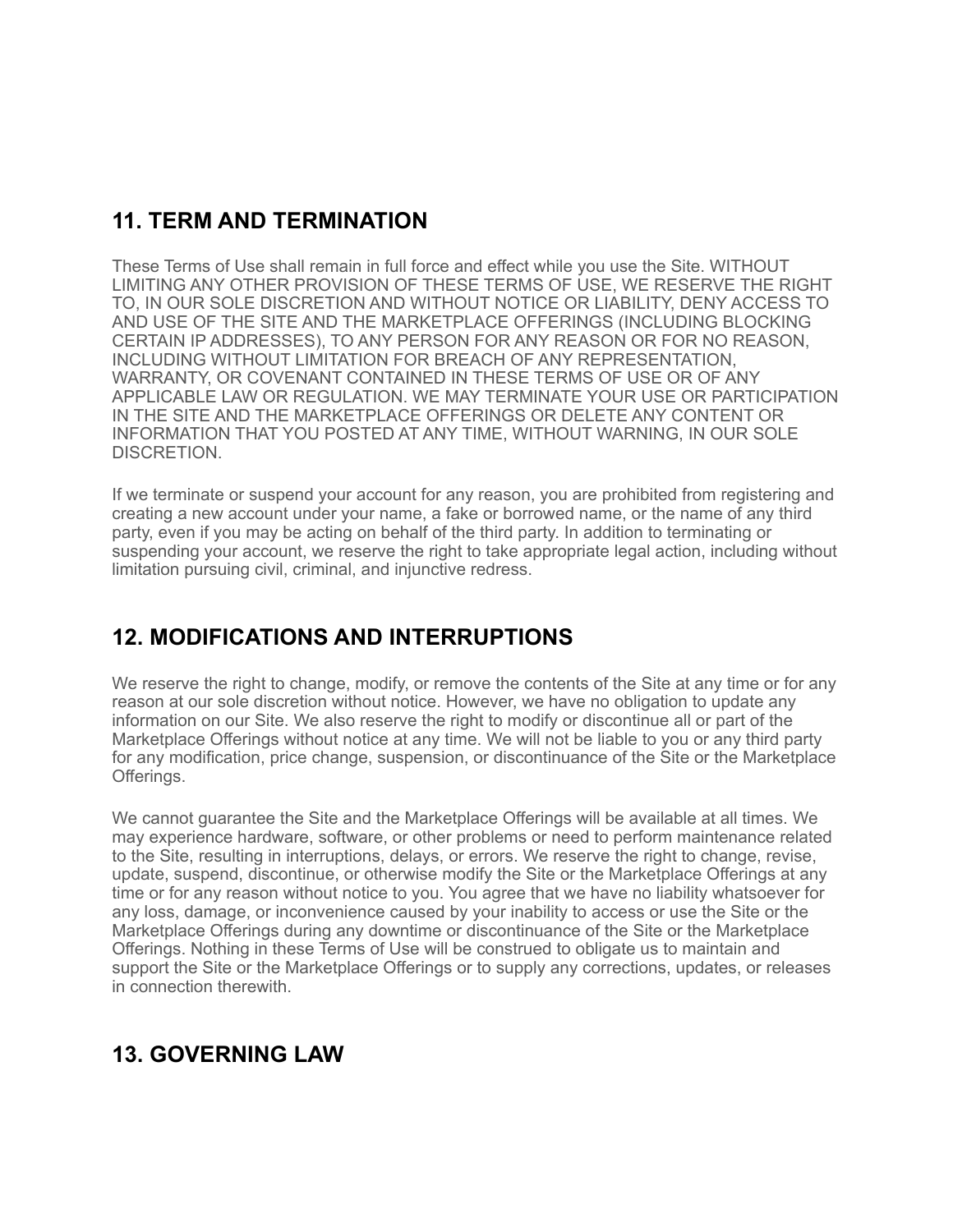## 11. TERM AND TERMINATION

These Terms of Use shall remain in full force and effect while you use the Site. WITHOUT LIMITING ANY OTHER PROVISION OF THESE TERMS OF USE, WE RESERVE THE RIGHT TO, IN OUR SOLE DISCRETION AND WITHOUT NOTICE OR LIABILITY, DENY ACCESS TO AND USE OF THE SITE AND THE MARKETPLACE OFFERINGS (INCLUDING BLOCKING CERTAIN IP ADDRESSES), TO ANY PERSON FOR ANY REASON OR FOR NO REASON, INCLUDING WITHOUT LIMITATION FOR BREACH OF ANY REPRESENTATION, WARRANTY, OR COVENANT CONTAINED IN THESE TERMS OF USE OR OF ANY APPLICABLE LAW OR REGULATION. WE MAY TERMINATE YOUR USE OR PARTICIPATION IN THE SITE AND THE MARKETPLACE OFFERINGS OR DELETE ANY CONTENT OR INFORMATION THAT YOU POSTED AT ANY TIME, WITHOUT WARNING, IN OUR SOLE DISCRETION.

If we terminate or suspend your account for any reason, you are prohibited from registering and creating a new account under your name, a fake or borrowed name, or the name of any third party, even if you may be acting on behalf of the third party. In addition to terminating or suspending your account, we reserve the right to take appropriate legal action, including without limitation pursuing civil, criminal, and injunctive redress.

## 12. MODIFICATIONS AND INTERRUPTIONS

We reserve the right to change, modify, or remove the contents of the Site at any time or for any reason at our sole discretion without notice. However, we have no obligation to update any information on our Site. We also reserve the right to modify or discontinue all or part of the Marketplace Offerings without notice at any time. We will not be liable to you or any third party for any modification, price change, suspension, or discontinuance of the Site or the Marketplace Offerings.

We cannot guarantee the Site and the Marketplace Offerings will be available at all times. We may experience hardware, software, or other problems or need to perform maintenance related to the Site, resulting in interruptions, delays, or errors. We reserve the right to change, revise, update, suspend, discontinue, or otherwise modify the Site or the Marketplace Offerings at any time or for any reason without notice to you. You agree that we have no liability whatsoever for any loss, damage, or inconvenience caused by your inability to access or use the Site or the Marketplace Offerings during any downtime or discontinuance of the Site or the Marketplace Offerings. Nothing in these Terms of Use will be construed to obligate us to maintain and support the Site or the Marketplace Offerings or to supply any corrections, updates, or releases in connection therewith.

## 13. GOVERNING LAW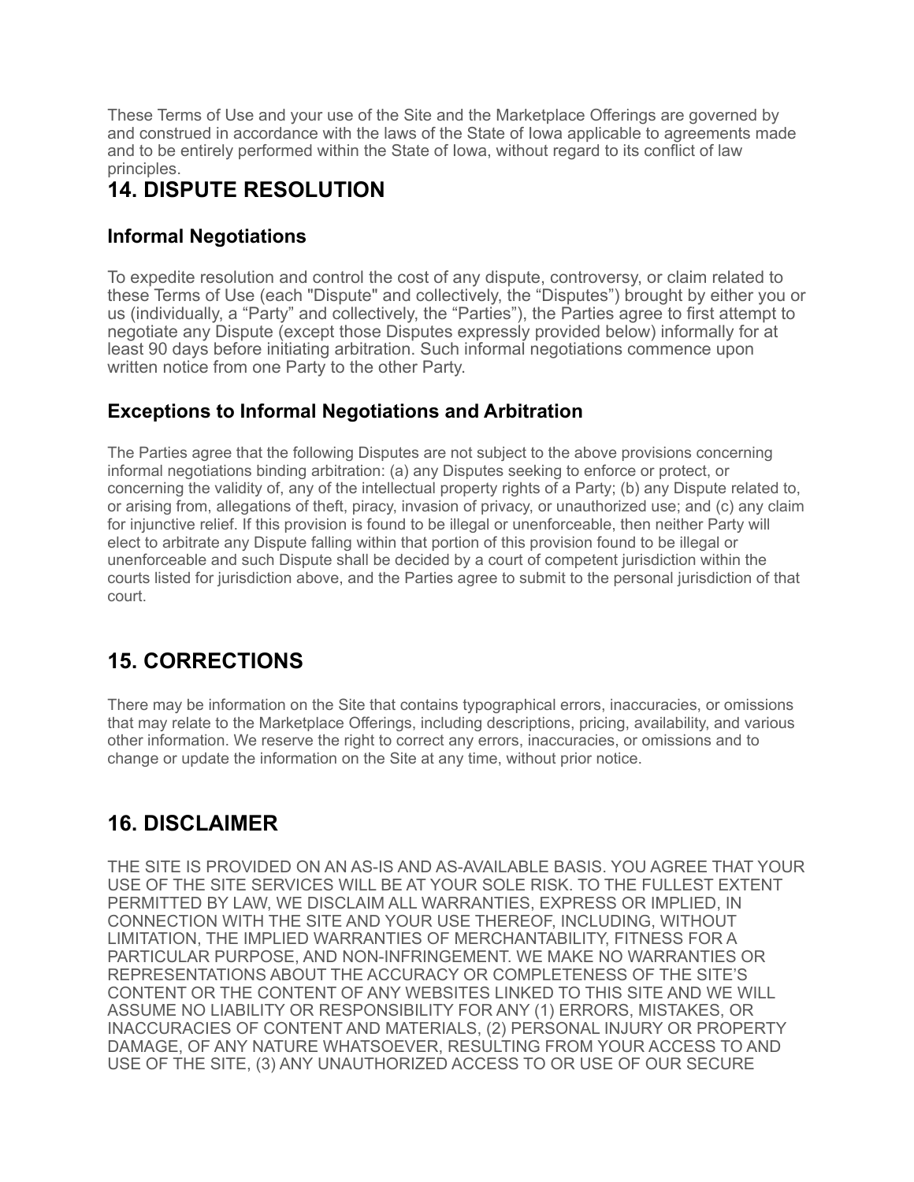These Terms of Use and your use of the Site and the Marketplace Offerings are governed by and construed in accordance with the laws of the State of Iowa applicable to agreements made and to be entirely performed within the State of Iowa, without regard to its conflict of law principles.

## 14. DISPUTE RESOLUTION

### Informal Negotiations

To expedite resolution and control the cost of any dispute, controversy, or claim related to these Terms of Use (each "Dispute" and collectively, the "Disputes") brought by either you or us (individually, a "Party" and collectively, the "Parties"), the Parties agree to first attempt to negotiate any Dispute (except those Disputes expressly provided below) informally for at least 90 days before initiating arbitration. Such informal negotiations commence upon written notice from one Party to the other Party.

### Exceptions to Informal Negotiations and Arbitration

The Parties agree that the following Disputes are not subject to the above provisions concerning informal negotiations binding arbitration: (a) any Disputes seeking to enforce or protect, or concerning the validity of, any of the intellectual property rights of a Party; (b) any Dispute related to, or arising from, allegations of theft, piracy, invasion of privacy, or unauthorized use; and (c) any claim for injunctive relief. If this provision is found to be illegal or unenforceable, then neither Party will elect to arbitrate any Dispute falling within that portion of this provision found to be illegal or unenforceable and such Dispute shall be decided by a court of competent jurisdiction within the courts listed for jurisdiction above, and the Parties agree to submit to the personal jurisdiction of that court.

## 15. CORRECTIONS

There may be information on the Site that contains typographical errors, inaccuracies, or omissions that may relate to the Marketplace Offerings, including descriptions, pricing, availability, and various other information. We reserve the right to correct any errors, inaccuracies, or omissions and to change or update the information on the Site at any time, without prior notice.

## 16. DISCLAIMER

THE SITE IS PROVIDED ON AN AS-IS AND AS-AVAILABLE BASIS. YOU AGREE THAT YOUR USE OF THE SITE SERVICES WILL BE AT YOUR SOLE RISK. TO THE FULLEST EXTENT PERMITTED BY LAW, WE DISCLAIM ALL WARRANTIES, EXPRESS OR IMPLIED, IN CONNECTION WITH THE SITE AND YOUR USE THEREOF, INCLUDING, WITHOUT LIMITATION, THE IMPLIED WARRANTIES OF MERCHANTABILITY, FITNESS FOR A PARTICULAR PURPOSE, AND NON-INFRINGEMENT. WE MAKE NO WARRANTIES OR REPRESENTATIONS ABOUT THE ACCURACY OR COMPLETENESS OF THE SITE'S CONTENT OR THE CONTENT OF ANY WEBSITES LINKED TO THIS SITE AND WE WILL ASSUME NO LIABILITY OR RESPONSIBILITY FOR ANY (1) ERRORS, MISTAKES, OR INACCURACIES OF CONTENT AND MATERIALS, (2) PERSONAL INJURY OR PROPERTY DAMAGE, OF ANY NATURE WHATSOEVER, RESULTING FROM YOUR ACCESS TO AND USE OF THE SITE, (3) ANY UNAUTHORIZED ACCESS TO OR USE OF OUR SECURE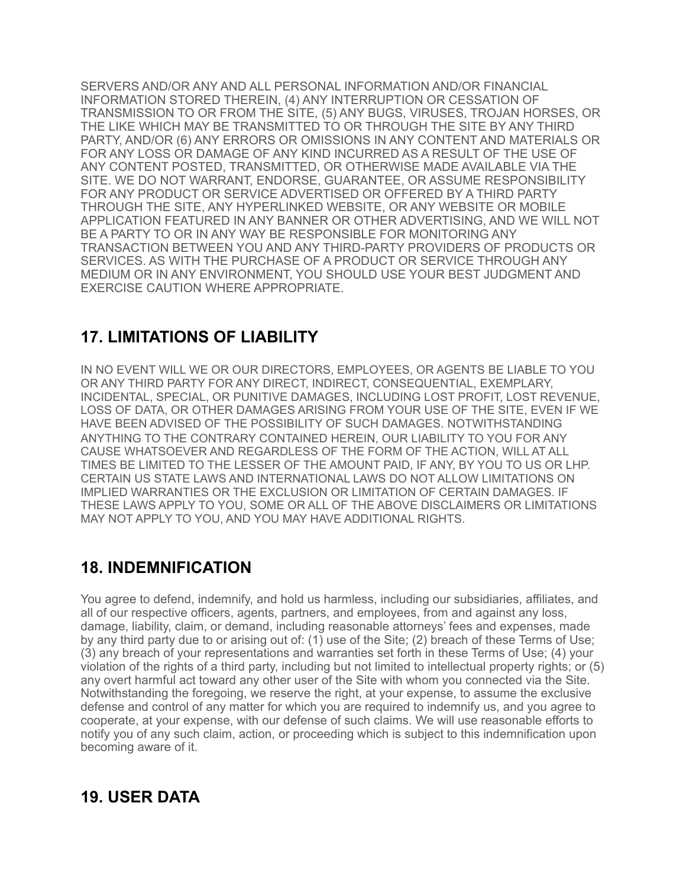SERVERS AND/OR ANY AND ALL PERSONAL INFORMATION AND/OR FINANCIAL INFORMATION STORED THEREIN, (4) ANY INTERRUPTION OR CESSATION OF TRANSMISSION TO OR FROM THE SITE, (5) ANY BUGS, VIRUSES, TROJAN HORSES, OR THE LIKE WHICH MAY BE TRANSMITTED TO OR THROUGH THE SITE BY ANY THIRD PARTY, AND/OR (6) ANY ERRORS OR OMISSIONS IN ANY CONTENT AND MATERIALS OR FOR ANY LOSS OR DAMAGE OF ANY KIND INCURRED AS A RESULT OF THE USE OF ANY CONTENT POSTED, TRANSMITTED, OR OTHERWISE MADE AVAILABLE VIA THE SITE. WE DO NOT WARRANT, ENDORSE, GUARANTEE, OR ASSUME RESPONSIBILITY FOR ANY PRODUCT OR SERVICE ADVERTISED OR OFFERED BY A THIRD PARTY THROUGH THE SITE, ANY HYPERLINKED WEBSITE, OR ANY WEBSITE OR MOBILE APPLICATION FEATURED IN ANY BANNER OR OTHER ADVERTISING, AND WE WILL NOT BE A PARTY TO OR IN ANY WAY BE RESPONSIBLE FOR MONITORING ANY TRANSACTION BETWEEN YOU AND ANY THIRD-PARTY PROVIDERS OF PRODUCTS OR SERVICES. AS WITH THE PURCHASE OF A PRODUCT OR SERVICE THROUGH ANY MEDIUM OR IN ANY ENVIRONMENT, YOU SHOULD USE YOUR BEST JUDGMENT AND EXERCISE CAUTION WHERE APPROPRIATE.

## 17. LIMITATIONS OF LIABILITY

IN NO EVENT WILL WE OR OUR DIRECTORS, EMPLOYEES, OR AGENTS BE LIABLE TO YOU OR ANY THIRD PARTY FOR ANY DIRECT, INDIRECT, CONSEQUENTIAL, EXEMPLARY, INCIDENTAL, SPECIAL, OR PUNITIVE DAMAGES, INCLUDING LOST PROFIT, LOST REVENUE, LOSS OF DATA, OR OTHER DAMAGES ARISING FROM YOUR USE OF THE SITE, EVEN IF WE HAVE BEEN ADVISED OF THE POSSIBILITY OF SUCH DAMAGES. NOTWITHSTANDING ANYTHING TO THE CONTRARY CONTAINED HEREIN, OUR LIABILITY TO YOU FOR ANY CAUSE WHATSOEVER AND REGARDLESS OF THE FORM OF THE ACTION, WILL AT ALL TIMES BE LIMITED TO THE LESSER OF THE AMOUNT PAID, IF ANY, BY YOU TO US OR LHP. CERTAIN US STATE LAWS AND INTERNATIONAL LAWS DO NOT ALLOW LIMITATIONS ON IMPLIED WARRANTIES OR THE EXCLUSION OR LIMITATION OF CERTAIN DAMAGES. IF THESE LAWS APPLY TO YOU, SOME OR ALL OF THE ABOVE DISCLAIMERS OR LIMITATIONS MAY NOT APPLY TO YOU, AND YOU MAY HAVE ADDITIONAL RIGHTS.

## 18. INDEMNIFICATION

You agree to defend, indemnify, and hold us harmless, including our subsidiaries, affiliates, and all of our respective officers, agents, partners, and employees, from and against any loss, damage, liability, claim, or demand, including reasonable attorneys' fees and expenses, made by any third party due to or arising out of: (1) use of the Site; (2) breach of these Terms of Use; (3) any breach of your representations and warranties set forth in these Terms of Use; (4) your violation of the rights of a third party, including but not limited to intellectual property rights; or (5) any overt harmful act toward any other user of the Site with whom you connected via the Site. Notwithstanding the foregoing, we reserve the right, at your expense, to assume the exclusive defense and control of any matter for which you are required to indemnify us, and you agree to cooperate, at your expense, with our defense of such claims. We will use reasonable efforts to notify you of any such claim, action, or proceeding which is subject to this indemnification upon becoming aware of it.

## 19. USER DATA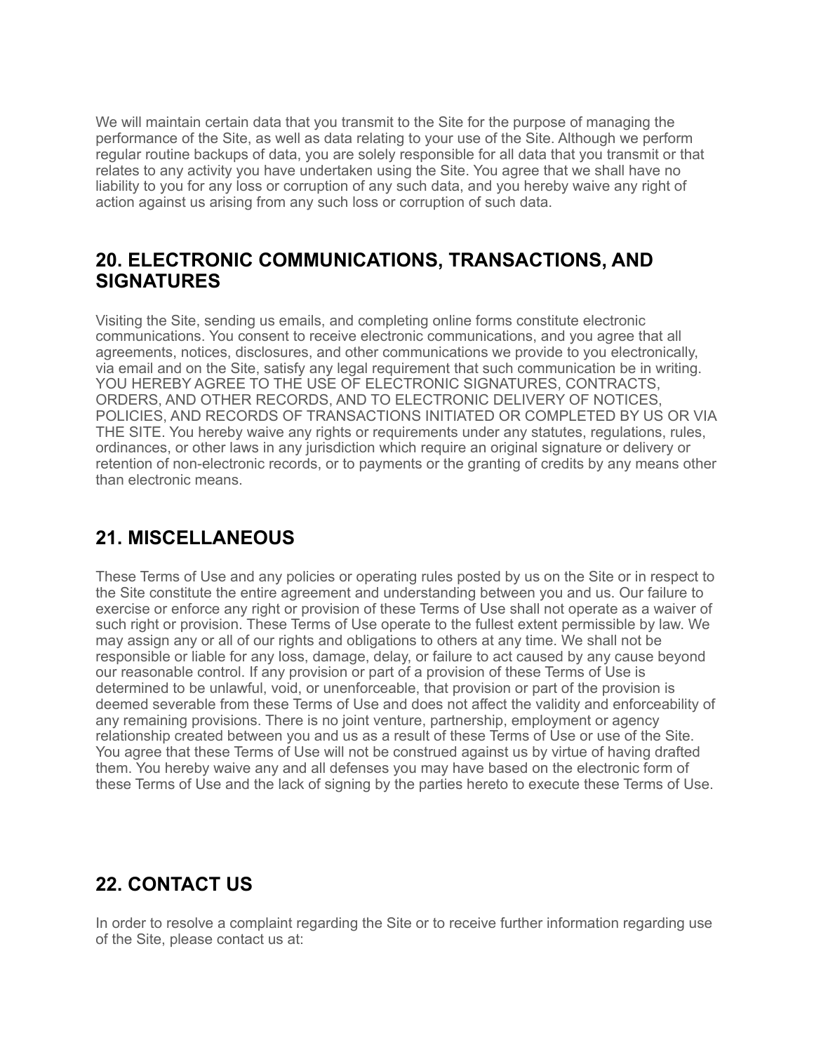We will maintain certain data that you transmit to the Site for the purpose of managing the performance of the Site, as well as data relating to your use of the Site. Although we perform regular routine backups of data, you are solely responsible for all data that you transmit or that relates to any activity you have undertaken using the Site. You agree that we shall have no liability to you for any loss or corruption of any such data, and you hereby waive any right of action against us arising from any such loss or corruption of such data.

## 20. ELECTRONIC COMMUNICATIONS, TRANSACTIONS, AND SIGNATURES

Visiting the Site, sending us emails, and completing online forms constitute electronic communications. You consent to receive electronic communications, and you agree that all agreements, notices, disclosures, and other communications we provide to you electronically, via email and on the Site, satisfy any legal requirement that such communication be in writing. YOU HEREBY AGREE TO THE USE OF ELECTRONIC SIGNATURES, CONTRACTS, ORDERS, AND OTHER RECORDS, AND TO ELECTRONIC DELIVERY OF NOTICES, POLICIES, AND RECORDS OF TRANSACTIONS INITIATED OR COMPLETED BY US OR VIA THE SITE. You hereby waive any rights or requirements under any statutes, regulations, rules, ordinances, or other laws in any jurisdiction which require an original signature or delivery or retention of non-electronic records, or to payments or the granting of credits by any means other than electronic means.

## 21. MISCELLANEOUS

These Terms of Use and any policies or operating rules posted by us on the Site or in respect to the Site constitute the entire agreement and understanding between you and us. Our failure to exercise or enforce any right or provision of these Terms of Use shall not operate as a waiver of such right or provision. These Terms of Use operate to the fullest extent permissible by law. We may assign any or all of our rights and obligations to others at any time. We shall not be responsible or liable for any loss, damage, delay, or failure to act caused by any cause beyond our reasonable control. If any provision or part of a provision of these Terms of Use is determined to be unlawful, void, or unenforceable, that provision or part of the provision is deemed severable from these Terms of Use and does not affect the validity and enforceability of any remaining provisions. There is no joint venture, partnership, employment or agency relationship created between you and us as a result of these Terms of Use or use of the Site. You agree that these Terms of Use will not be construed against us by virtue of having drafted them. You hereby waive any and all defenses you may have based on the electronic form of these Terms of Use and the lack of signing by the parties hereto to execute these Terms of Use.

## 22. CONTACT US

In order to resolve a complaint regarding the Site or to receive further information regarding use of the Site, please contact us at: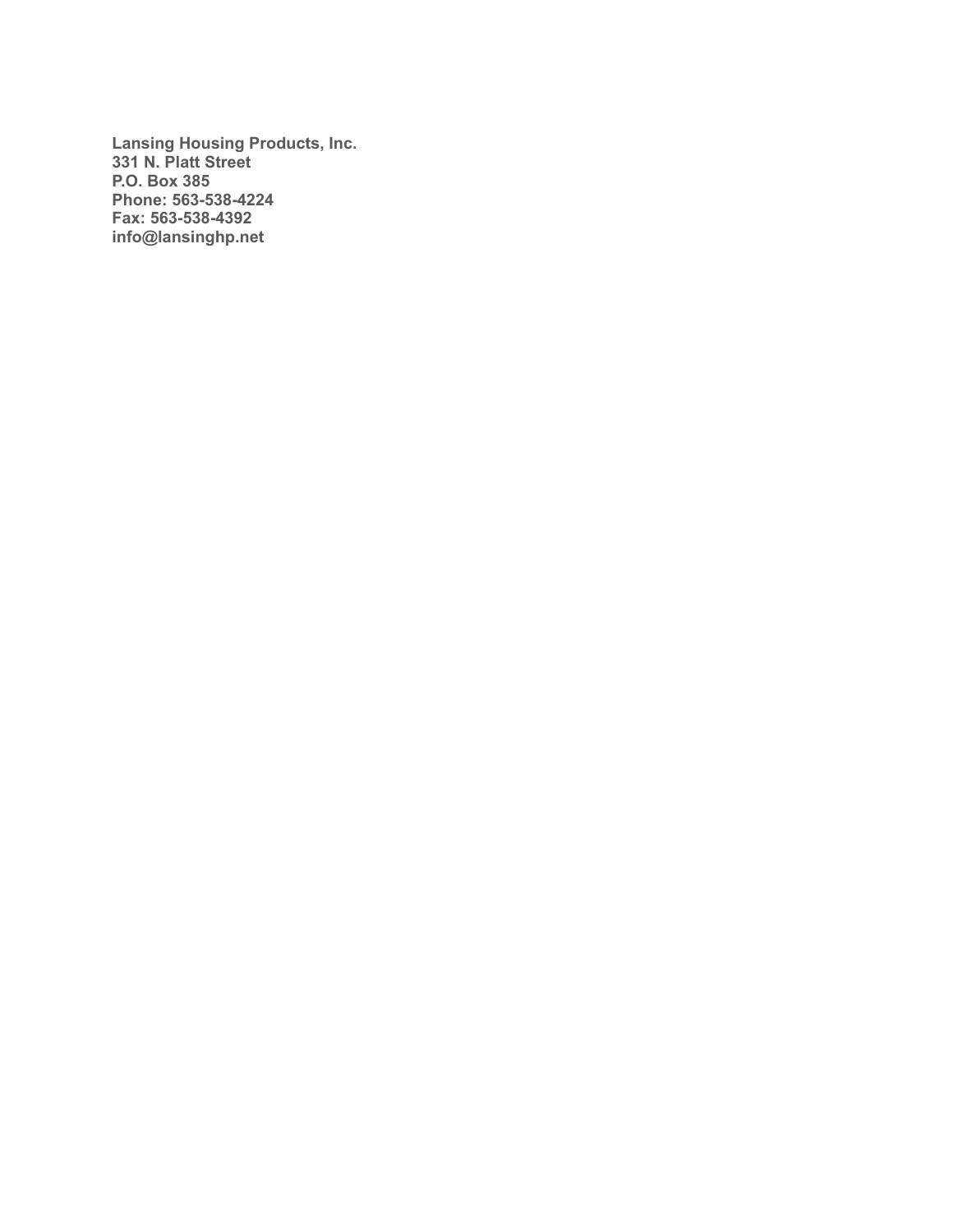**Lansing Housing Products, Inc.**
**331 N. Platt Street**
**P.O. Box 385**
**Phone: 563-538-4224**
**Fax: 563-538-4392**
**info@lansinghp.net**